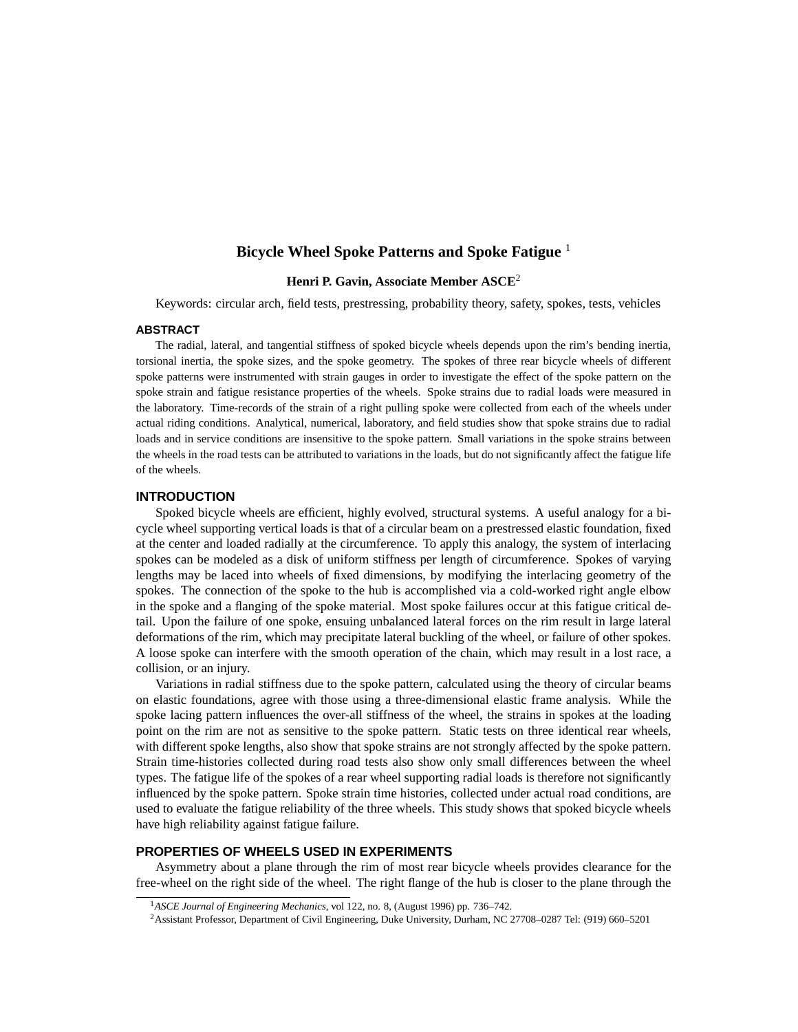# Bicycle Wheel Spoke Patterns and Spoke Fatigue [1]

**Henri P. Gavin, Associate Member ASCE**[2]

Keywords: circular arch, field tests, prestressing, probability theory, safety, spokes, tests, vehicles

## ABSTRACT

The radial, lateral, and tangential stiffness of spoked bicycle wheels depends upon the rim's bending inertia, torsional inertia, the spoke sizes, and the spoke geometry. The spokes of three rear bicycle wheels of different spoke patterns were instrumented with strain gauges in order to investigate the effect of the spoke pattern on the spoke strain and fatigue resistance properties of the wheels. Spoke strains due to radial loads were measured in the laboratory. Time-records of the strain of a right pulling spoke were collected from each of the wheels under actual riding conditions. Analytical, numerical, laboratory, and field studies show that spoke strains due to radial loads and in service conditions are insensitive to the spoke pattern. Small variations in the spoke strains between the wheels in the road tests can be attributed to variations in the loads, but do not significantly affect the fatigue life of the wheels.

## INTRODUCTION

Spoked bicycle wheels are efficient, highly evolved, structural systems. A useful analogy for a bicycle wheel supporting vertical loads is that of a circular beam on a prestressed elastic foundation, fixed at the center and loaded radially at the circumference. To apply this analogy, the system of interlacing spokes can be modeled as a disk of uniform stiffness per length of circumference. Spokes of varying lengths may be laced into wheels of fixed dimensions, by modifying the interlacing geometry of the spokes. The connection of the spoke to the hub is accomplished via a cold-worked right angle elbow in the spoke and a flanging of the spoke material. Most spoke failures occur at this fatigue critical detail. Upon the failure of one spoke, ensuing unbalanced lateral forces on the rim result in large lateral deformations of the rim, which may precipitate lateral buckling of the wheel, or failure of other spokes. A loose spoke can interfere with the smooth operation of the chain, which may result in a lost race, a collision, or an injury.

Variations in radial stiffness due to the spoke pattern, calculated using the theory of circular beams on elastic foundations, agree with those using a three-dimensional elastic frame analysis. While the spoke lacing pattern influences the over-all stiffness of the wheel, the strains in spokes at the loading point on the rim are not as sensitive to the spoke pattern. Static tests on three identical rear wheels, with different spoke lengths, also show that spoke strains are not strongly affected by the spoke pattern. Strain time-histories collected during road tests also show only small differences between the wheel types. The fatigue life of the spokes of a rear wheel supporting radial loads is therefore not significantly influenced by the spoke pattern. Spoke strain time histories, collected under actual road conditions, are used to evaluate the fatigue reliability of the three wheels. This study shows that spoked bicycle wheels have high reliability against fatigue failure.

## PROPERTIES OF WHEELS USED IN EXPERIMENTS

Asymmetry about a plane through the rim of most rear bicycle wheels provides clearance for the free-wheel on the right side of the wheel. The right flange of the hub is closer to the plane through the

---

[1] *ASCE Journal of Engineering Mechanics*, vol 122, no. 8, (August 1996) pp. 736–742.

[2] Assistant Professor, Department of Civil Engineering, Duke University, Durham, NC 27708–0287 Tel: (919) 660–5201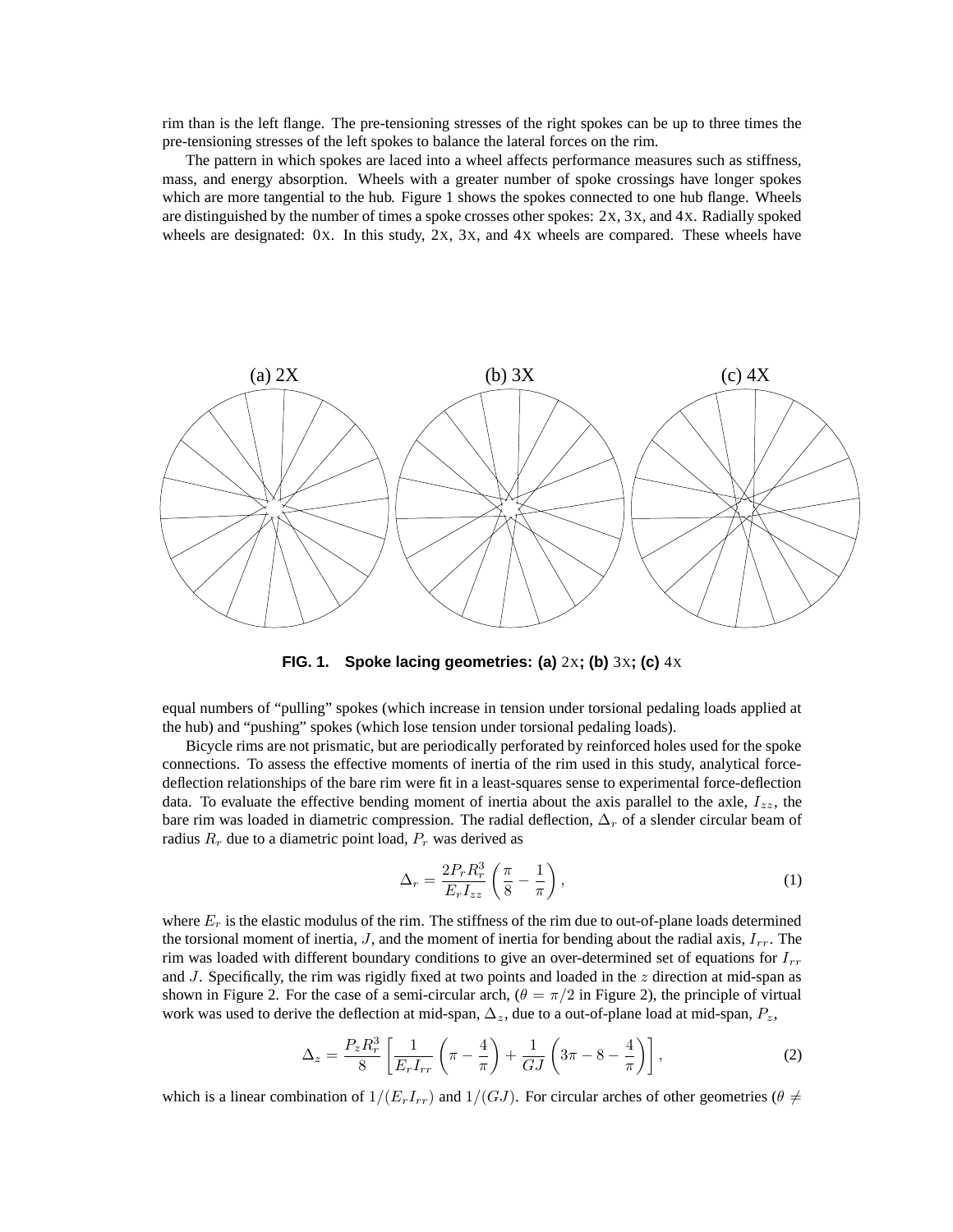rim than is the left flange. The pre-tensioning stresses of the right spokes can be up to three times the pre-tensioning stresses of the left spokes to balance the lateral forces on the rim.

The pattern in which spokes are laced into a wheel affects performance measures such as stiffness, mass, and energy absorption. Wheels with a greater number of spoke crossings have longer spokes which are more tangential to the hub. Figure 1 shows the spokes connected to one hub flange. Wheels are distinguished by the number of times a spoke crosses other spokes: 2X, 3X, and 4X. Radially spoked wheels are designated: 0X. In this study, 2X, 3X, and 4X wheels are compared. These wheels have

**FIG. 1. Spoke lacing geometries: (a) 2X; (b) 3X; (c) 4X**

equal numbers of "pulling" spokes (which increase in tension under torsional pedaling loads applied at the hub) and "pushing" spokes (which lose tension under torsional pedaling loads).

Bicycle rims are not prismatic, but are periodically perforated by reinforced holes used for the spoke connections. To assess the effective moments of inertia of the rim used in this study, analytical force-deflection relationships of the bare rim were fit in a least-squares sense to experimental force-deflection data. To evaluate the effective bending moment of inertia about the axis parallel to the axle, $I_{zz}$, the bare rim was loaded in diametric compression. The radial deflection, $\Delta_r$ of a slender circular beam of radius $R_r$ due to a diametric point load, $P_r$ was derived as

$$\Delta_r = \frac{2P_r R_r^3}{E_r I_{zz}} \left( \frac{\pi}{8} - \frac{1}{\pi} \right), \tag{1}$$

where $E_r$ is the elastic modulus of the rim. The stiffness of the rim due to out-of-plane loads determined the torsional moment of inertia, $J$, and the moment of inertia for bending about the radial axis, $I_{rr}$. The rim was loaded with different boundary conditions to give an over-determined set of equations for $I_{rr}$ and $J$. Specifically, the rim was rigidly fixed at two points and loaded in the $z$ direction at mid-span as shown in Figure 2. For the case of a semi-circular arch, ($\theta = \pi/2$ in Figure 2), the principle of virtual work was used to derive the deflection at mid-span, $\Delta_z$, due to a out-of-plane load at mid-span, $P_z$,

$$\Delta_z = \frac{P_z R_r^3}{8} \left[ \frac{1}{E_r I_{rr}} \left( \pi - \frac{4}{\pi} \right) + \frac{1}{GJ} \left( 3\pi - 8 - \frac{4}{\pi} \right) \right], \tag{2}$$

which is a linear combination of $1/(E_r I_{rr})$ and $1/(GJ)$. For circular arches of other geometries ($\theta \neq$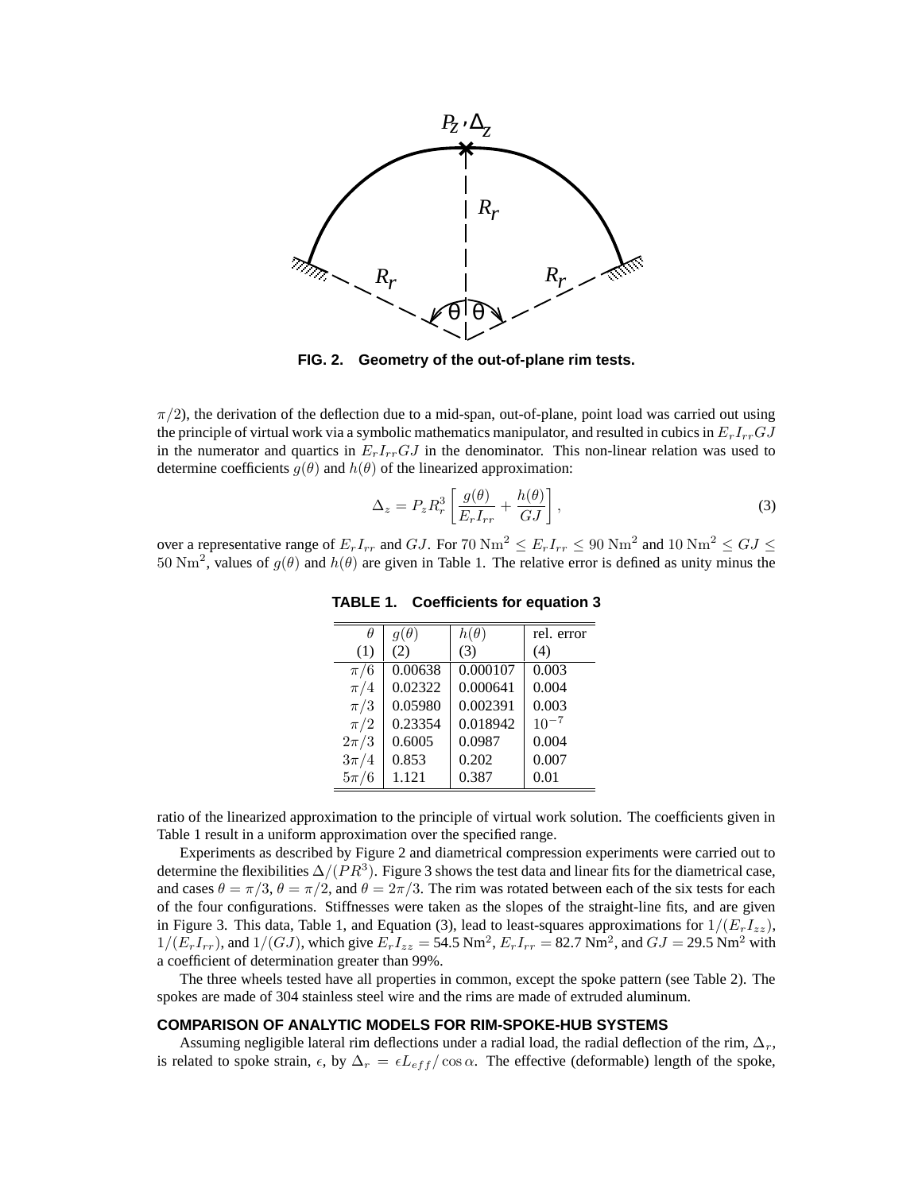FIG. 2. Geometry of the out-of-plane rim tests.

$\pi/2$), the derivation of the deflection due to a mid-span, out-of-plane, point load was carried out using the principle of virtual work via a symbolic mathematics manipulator, and resulted in cubics in $E_r I_{rr} GJ$ in the numerator and quartics in $E_r I_{rr} GJ$ in the denominator. This non-linear relation was used to determine coefficients $g(\theta)$ and $h(\theta)$ of the linearized approximation:

$$\Delta_z = P_z R_r^3 \left[ \frac{g(\theta)}{E_r I_{rr}} + \frac{h(\theta)}{GJ} \right], \tag{3}$$

over a representative range of $E_r I_{rr}$ and $GJ$. For $70\,\mathrm{Nm}^2 \leq E_r I_{rr} \leq 90\,\mathrm{Nm}^2$ and $10\,\mathrm{Nm}^2 \leq GJ \leq 50\,\mathrm{Nm}^2$, values of $g(\theta)$ and $h(\theta)$ are given in Table 1. The relative error is defined as unity minus the ratio of the linearized approximation to the principle of virtual work solution. The coefficients given in Table 1 result in a uniform approximation over the specified range.

**TABLE 1. Coefficients for equation 3**

| $\theta$ (1) | $g(\theta)$ (2) | $h(\theta)$ (3) | rel. error (4) |
|---|---|---|---|
| $\pi/6$ | 0.00638 | 0.000107 | 0.003 |
| $\pi/4$ | 0.02322 | 0.000641 | 0.004 |
| $\pi/3$ | 0.05980 | 0.002391 | 0.003 |
| $\pi/2$ | 0.23354 | 0.018942 | $10^{-7}$ |
| $2\pi/3$ | 0.6005 | 0.0987 | 0.004 |
| $3\pi/4$ | 0.853 | 0.202 | 0.007 |
| $5\pi/6$ | 1.121 | 0.387 | 0.01 |

Experiments as described by Figure 2 and diametrical compression experiments were carried out to determine the flexibilities $\Delta/(PR^3)$. Figure 3 shows the test data and linear fits for the diametrical case, and cases $\theta = \pi/3$, $\theta = \pi/2$, and $\theta = 2\pi/3$. The rim was rotated between each of the six tests for each of the four configurations. Stiffnesses were taken as the slopes of the straight-line fits, and are given in Figure 3. This data, Table 1, and Equation (3), lead to least-squares approximations for $1/(E_r I_{zz})$, $1/(E_r I_{rr})$, and $1/(GJ)$, which give $E_r I_{zz} = 54.5\,\mathrm{Nm}^2$, $E_r I_{rr} = 82.7\,\mathrm{Nm}^2$, and $GJ = 29.5\,\mathrm{Nm}^2$ with a coefficient of determination greater than 99%.

The three wheels tested have all properties in common, except the spoke pattern (see Table 2). The spokes are made of 304 stainless steel wire and the rims are made of extruded aluminum.

### COMPARISON OF ANALYTIC MODELS FOR RIM-SPOKE-HUB SYSTEMS

Assuming negligible lateral rim deflections under a radial load, the radial deflection of the rim, $\Delta_r$, is related to spoke strain, $\epsilon$, by $\Delta_r = \epsilon L_{eff}/\cos\alpha$. The effective (deformable) length of the spoke,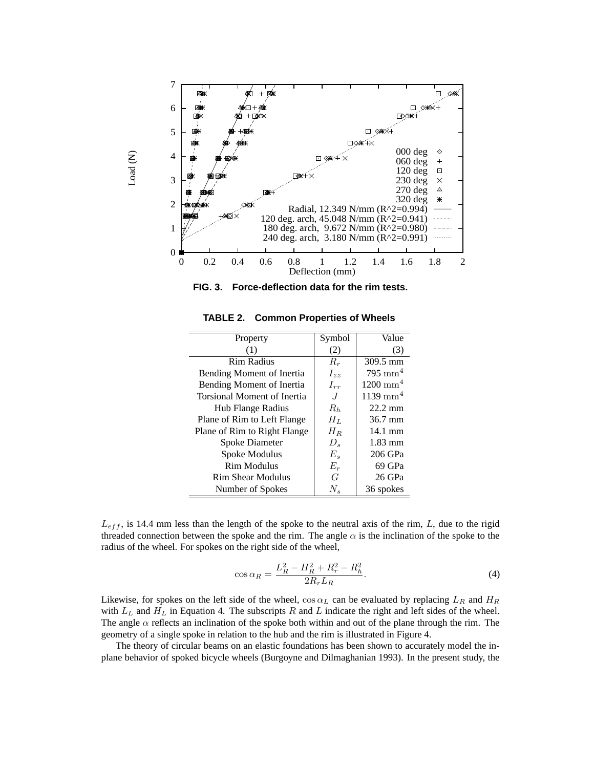FIG. 3. **Force-deflection data for the rim tests.**

**TABLE 2. Common Properties of Wheels**

| Property | Symbol | Value |
|---|---|---|
| (1) | (2) | (3) |
| Rim Radius | $R_r$ | 309.5 mm |
| Bending Moment of Inertia | $I_{zz}$ | 795 $\mathrm{mm}^4$ |
| Bending Moment of Inertia | $I_{rr}$ | 1200 $\mathrm{mm}^4$ |
| Torsional Moment of Inertia | $J$ | 1139 $\mathrm{mm}^4$ |
| Hub Flange Radius | $R_h$ | 22.2 mm |
| Plane of Rim to Left Flange | $H_L$ | 36.7 mm |
| Plane of Rim to Right Flange | $H_R$ | 14.1 mm |
| Spoke Diameter | $D_s$ | 1.83 mm |
| Spoke Modulus | $E_s$ | 206 GPa |
| Rim Modulus | $E_r$ | 69 GPa |
| Rim Shear Modulus | $G$ | 26 GPa |
| Number of Spokes | $N_s$ | 36 spokes |

$L_{eff}$, is 14.4 mm less than the length of the spoke to the neutral axis of the rim, $L$, due to the rigid threaded connection between the spoke and the rim. The angle $\alpha$ is the inclination of the spoke to the radius of the wheel. For spokes on the right side of the wheel,

$$\cos \alpha_R = \frac{L_R^2 - H_R^2 + R_r^2 - R_h^2}{2 R_r L_R}. \tag{4}$$

Likewise, for spokes on the left side of the wheel, $\cos \alpha_L$ can be evaluated by replacing $L_R$ and $H_R$ with $L_L$ and $H_L$ in Equation 4. The subscripts $R$ and $L$ indicate the right and left sides of the wheel. The angle $\alpha$ reflects an inclination of the spoke both within and out of the plane through the rim. The geometry of a single spoke in relation to the hub and the rim is illustrated in Figure 4.

The theory of circular beams on an elastic foundations has been shown to accurately model the in-plane behavior of spoked bicycle wheels (Burgoyne and Dilmaghanian 1993). In the present study, the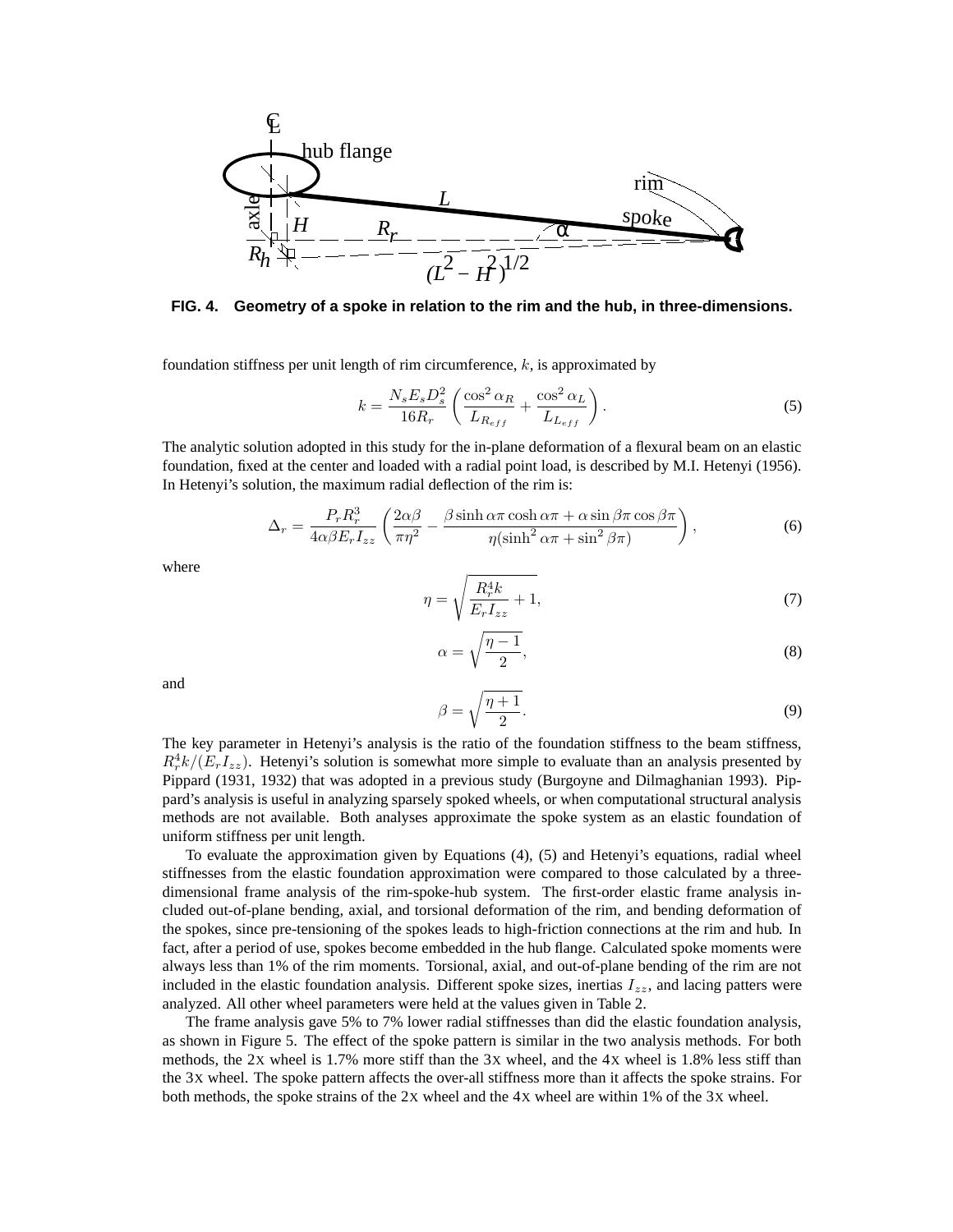**FIG. 4. Geometry of a spoke in relation to the rim and the hub, in three-dimensions.**

foundation stiffness per unit length of rim circumference, $k$, is approximated by

$$k = \frac{N_s E_s D_s^2}{16 R_r} \left( \frac{\cos^2 \alpha_R}{L_{R_{eff}}} + \frac{\cos^2 \alpha_L}{L_{L_{eff}}} \right). \tag{5}$$

The analytic solution adopted in this study for the in-plane deformation of a flexural beam on an elastic foundation, fixed at the center and loaded with a radial point load, is described by M.I. Hetenyi (1956). In Hetenyi's solution, the maximum radial deflection of the rim is:

$$\Delta_r = \frac{P_r R_r^3}{4\alpha\beta E_r I_{zz}} \left( \frac{2\alpha\beta}{\pi\eta^2} - \frac{\beta \sinh \alpha\pi \cosh \alpha\pi + \alpha \sin \beta\pi \cos \beta\pi}{\eta(\sinh^2 \alpha\pi + \sin^2 \beta\pi)} \right), \tag{6}$$

where

$$\eta = \sqrt{\frac{R_r^4 k}{E_r I_{zz}} + 1}, \tag{7}$$

$$\alpha = \sqrt{\frac{\eta - 1}{2}}, \tag{8}$$

and

$$\beta = \sqrt{\frac{\eta + 1}{2}}. \tag{9}$$

The key parameter in Hetenyi's analysis is the ratio of the foundation stiffness to the beam stiffness, $R_r^4 k/(E_r I_{zz})$. Hetenyi's solution is somewhat more simple to evaluate than an analysis presented by Pippard (1931, 1932) that was adopted in a previous study (Burgoyne and Dilmaghanian 1993). Pippard's analysis is useful in analyzing sparsely spoked wheels, or when computational structural analysis methods are not available. Both analyses approximate the spoke system as an elastic foundation of uniform stiffness per unit length.

To evaluate the approximation given by Equations (4), (5) and Hetenyi's equations, radial wheel stiffnesses from the elastic foundation approximation were compared to those calculated by a three-dimensional frame analysis of the rim-spoke-hub system. The first-order elastic frame analysis included out-of-plane bending, axial, and torsional deformation of the rim, and bending deformation of the spokes, since pre-tensioning of the spokes leads to high-friction connections at the rim and hub. In fact, after a period of use, spokes become embedded in the hub flange. Calculated spoke moments were always less than 1% of the rim moments. Torsional, axial, and out-of-plane bending of the rim are not included in the elastic foundation analysis. Different spoke sizes, inertias $I_{zz}$, and lacing patters were analyzed. All other wheel parameters were held at the values given in Table 2.

The frame analysis gave 5% to 7% lower radial stiffnesses than did the elastic foundation analysis, as shown in Figure 5. The effect of the spoke pattern is similar in the two analysis methods. For both methods, the 2X wheel is 1.7% more stiff than the 3X wheel, and the 4X wheel is 1.8% less stiff than the 3X wheel. The spoke pattern affects the over-all stiffness more than it affects the spoke strains. For both methods, the spoke strains of the 2X wheel and the 4X wheel are within 1% of the 3X wheel.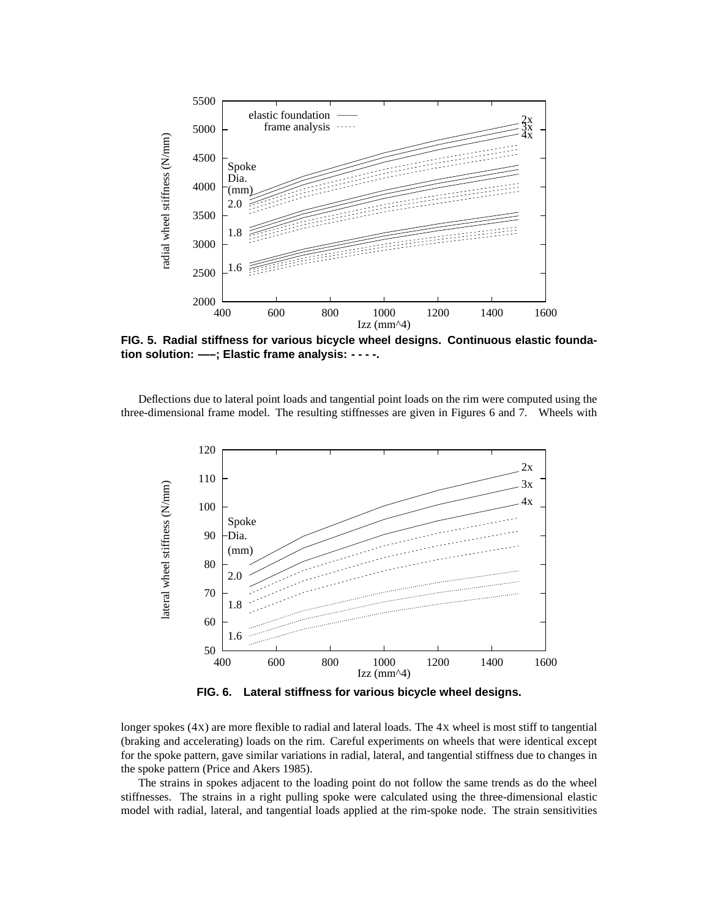FIG. 5. Radial stiffness for various bicycle wheel designs. Continuous elastic foundation solution: —–; Elastic frame analysis: - - - -.

Deflections due to lateral point loads and tangential point loads on the rim were computed using the three-dimensional frame model. The resulting stiffnesses are given in Figures 6 and 7. Wheels with

FIG. 6. Lateral stiffness for various bicycle wheel designs.

longer spokes (4X) are more flexible to radial and lateral loads. The 4X wheel is most stiff to tangential (braking and accelerating) loads on the rim. Careful experiments on wheels that were identical except for the spoke pattern, gave similar variations in radial, lateral, and tangential stiffness due to changes in the spoke pattern (Price and Akers 1985).

The strains in spokes adjacent to the loading point do not follow the same trends as do the wheel stiffnesses. The strains in a right pulling spoke were calculated using the three-dimensional elastic model with radial, lateral, and tangential loads applied at the rim-spoke node. The strain sensitivities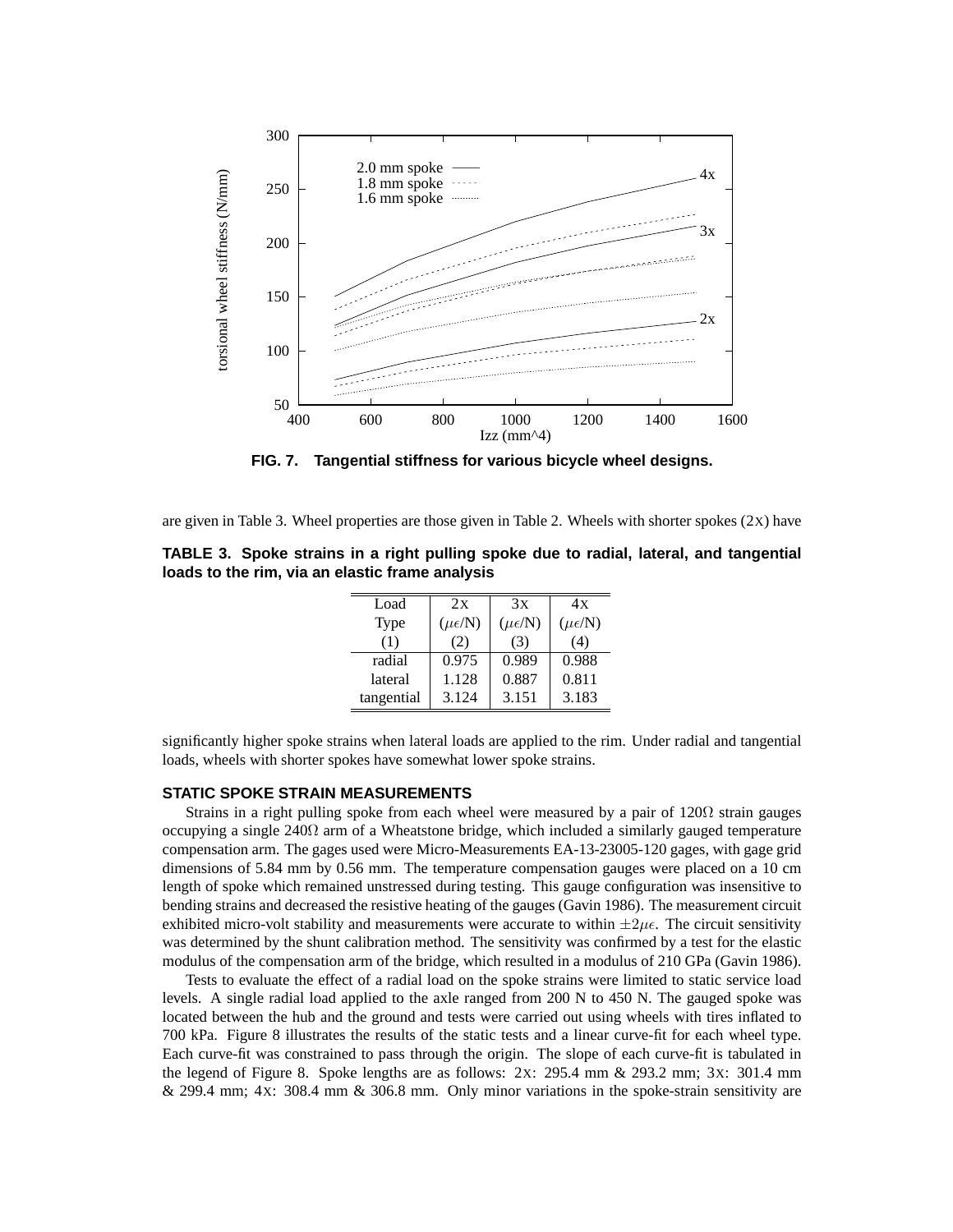FIG. 7. Tangential stiffness for various bicycle wheel designs.

are given in Table 3. Wheel properties are those given in Table 2. Wheels with shorter spokes (2x) have significantly higher spoke strains when lateral loads are applied to the rim. Under radial and tangential loads, wheels with shorter spokes have somewhat lower spoke strains.

**TABLE 3. Spoke strains in a right pulling spoke due to radial, lateral, and tangential loads to the rim, via an elastic frame analysis**

| Load Type (1) | 2x ($\mu\epsilon$/N) (2) | 3x ($\mu\epsilon$/N) (3) | 4x ($\mu\epsilon$/N) (4) |
|---|---|---|---|
| radial | 0.975 | 0.989 | 0.988 |
| lateral | 1.128 | 0.887 | 0.811 |
| tangential | 3.124 | 3.151 | 3.183 |

## STATIC SPOKE STRAIN MEASUREMENTS

Strains in a right pulling spoke from each wheel were measured by a pair of 120Ω strain gauges occupying a single 240Ω arm of a Wheatstone bridge, which included a similarly gauged temperature compensation arm. The gages used were Micro-Measurements EA-13-23005-120 gages, with gage grid dimensions of 5.84 mm by 0.56 mm. The temperature compensation gauges were placed on a 10 cm length of spoke which remained unstressed during testing. This gauge configuration was insensitive to bending strains and decreased the resistive heating of the gauges (Gavin 1986). The measurement circuit exhibited micro-volt stability and measurements were accurate to within $\pm 2\mu\epsilon$. The circuit sensitivity was determined by the shunt calibration method. The sensitivity was confirmed by a test for the elastic modulus of the compensation arm of the bridge, which resulted in a modulus of 210 GPa (Gavin 1986).

Tests to evaluate the effect of a radial load on the spoke strains were limited to static service load levels. A single radial load applied to the axle ranged from 200 N to 450 N. The gauged spoke was located between the hub and the ground and tests were carried out using wheels with tires inflated to 700 kPa. Figure 8 illustrates the results of the static tests and a linear curve-fit for each wheel type. Each curve-fit was constrained to pass through the origin. The slope of each curve-fit is tabulated in the legend of Figure 8. Spoke lengths are as follows: 2x: 295.4 mm & 293.2 mm; 3x: 301.4 mm & 299.4 mm; 4x: 308.4 mm & 306.8 mm. Only minor variations in the spoke-strain sensitivity are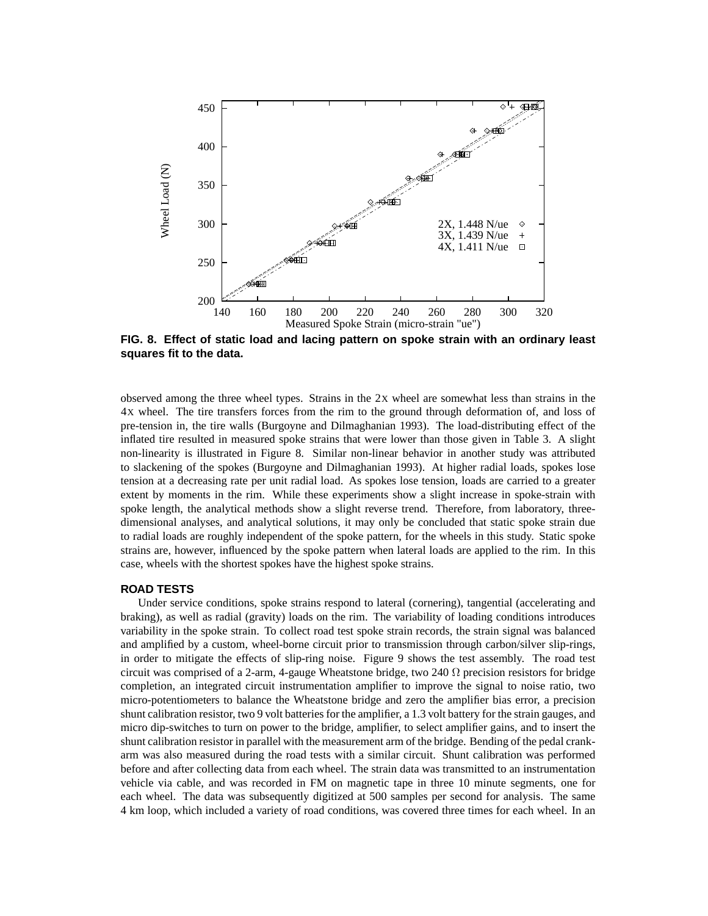FIG. 8. **Effect of static load and lacing pattern on spoke strain with an ordinary least squares fit to the data.**

observed among the three wheel types. Strains in the 2X wheel are somewhat less than strains in the 4X wheel. The tire transfers forces from the rim to the ground through deformation of, and loss of pre-tension in, the tire walls (Burgoyne and Dilmaghanian 1993). The load-distributing effect of the inflated tire resulted in measured spoke strains that were lower than those given in Table 3. A slight non-linearity is illustrated in Figure 8. Similar non-linear behavior in another study was attributed to slackening of the spokes (Burgoyne and Dilmaghanian 1993). At higher radial loads, spokes lose tension at a decreasing rate per unit radial load. As spokes lose tension, loads are carried to a greater extent by moments in the rim. While these experiments show a slight increase in spoke-strain with spoke length, the analytical methods show a slight reverse trend. Therefore, from laboratory, three-dimensional analyses, and analytical solutions, it may only be concluded that static spoke strain due to radial loads are roughly independent of the spoke pattern, for the wheels in this study. Static spoke strains are, however, influenced by the spoke pattern when lateral loads are applied to the rim. In this case, wheels with the shortest spokes have the highest spoke strains.

## ROAD TESTS

Under service conditions, spoke strains respond to lateral (cornering), tangential (accelerating and braking), as well as radial (gravity) loads on the rim. The variability of loading conditions introduces variability in the spoke strain. To collect road test spoke strain records, the strain signal was balanced and amplified by a custom, wheel-borne circuit prior to transmission through carbon/silver slip-rings, in order to mitigate the effects of slip-ring noise. Figure 9 shows the test assembly. The road test circuit was comprised of a 2-arm, 4-gauge Wheatstone bridge, two 240 $\Omega$ precision resistors for bridge completion, an integrated circuit instrumentation amplifier to improve the signal to noise ratio, two micro-potentiometers to balance the Wheatstone bridge and zero the amplifier bias error, a precision shunt calibration resistor, two 9 volt batteries for the amplifier, a 1.3 volt battery for the strain gauges, and micro dip-switches to turn on power to the bridge, amplifier, to select amplifier gains, and to insert the shunt calibration resistor in parallel with the measurement arm of the bridge. Bending of the pedal crank-arm was also measured during the road tests with a similar circuit. Shunt calibration was performed before and after collecting data from each wheel. The strain data was transmitted to an instrumentation vehicle via cable, and was recorded in FM on magnetic tape in three 10 minute segments, one for each wheel. The data was subsequently digitized at 500 samples per second for analysis. The same 4 km loop, which included a variety of road conditions, was covered three times for each wheel. In an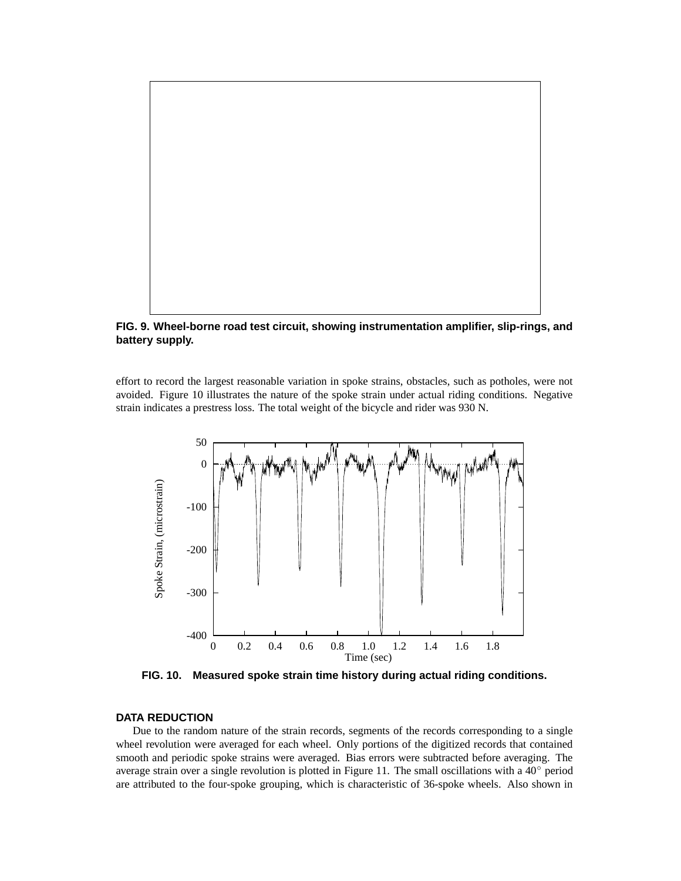**FIG. 9. Wheel-borne road test circuit, showing instrumentation amplifier, slip-rings, and battery supply.**

effort to record the largest reasonable variation in spoke strains, obstacles, such as potholes, were not avoided. Figure 10 illustrates the nature of the spoke strain under actual riding conditions. Negative strain indicates a prestress loss. The total weight of the bicycle and rider was 930 N.

**FIG. 10. Measured spoke strain time history during actual riding conditions.**

## DATA REDUCTION

Due to the random nature of the strain records, segments of the records corresponding to a single wheel revolution were averaged for each wheel. Only portions of the digitized records that contained smooth and periodic spoke strains were averaged. Bias errors were subtracted before averaging. The average strain over a single revolution is plotted in Figure 11. The small oscillations with a $40^\circ$ period are attributed to the four-spoke grouping, which is characteristic of 36-spoke wheels. Also shown in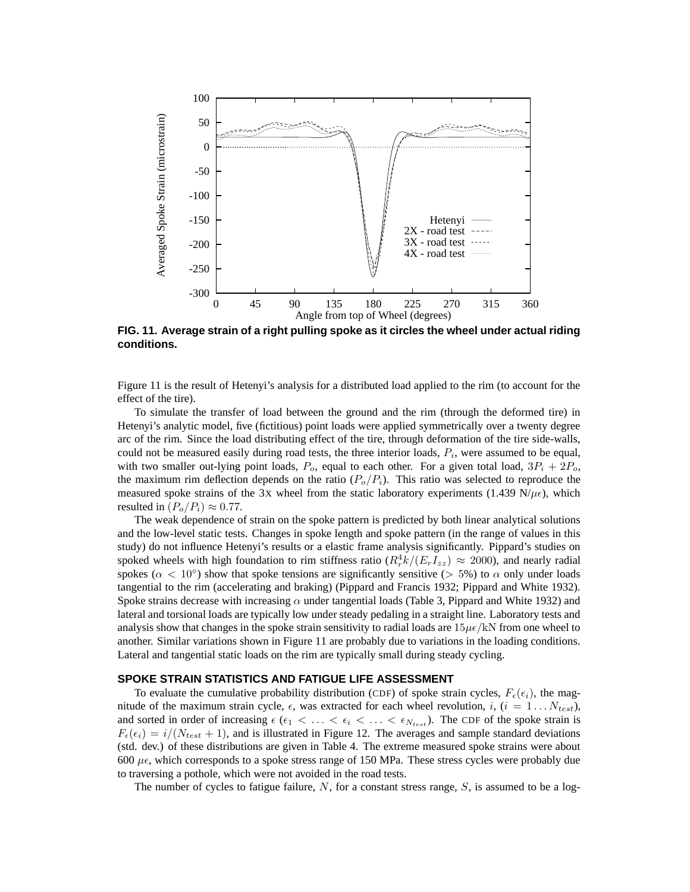**FIG. 11. Average strain of a right pulling spoke as it circles the wheel under actual riding conditions.**

Figure 11 is the result of Hetenyi's analysis for a distributed load applied to the rim (to account for the effect of the tire).

To simulate the transfer of load between the ground and the rim (through the deformed tire) in Hetenyi's analytic model, five (fictitious) point loads were applied symmetrically over a twenty degree arc of the rim. Since the load distributing effect of the tire, through deformation of the tire side-walls, could not be measured easily during road tests, the three interior loads, $P_i$, were assumed to be equal, with two smaller out-lying point loads, $P_o$, equal to each other. For a given total load, $3P_i + 2P_o$, the maximum rim deflection depends on the ratio $(P_o/P_i)$. This ratio was selected to reproduce the measured spoke strains of the 3X wheel from the static laboratory experiments (1.439 N/$\mu\epsilon$), which resulted in $(P_o/P_i) \approx 0.77$.

The weak dependence of strain on the spoke pattern is predicted by both linear analytical solutions and the low-level static tests. Changes in spoke length and spoke pattern (in the range of values in this study) do not influence Hetenyi's results or a elastic frame analysis significantly. Pippard's studies on spoked wheels with high foundation to rim stiffness ratio ($R_r^4 k/(E_r I_{zz}) \approx 2000$), and nearly radial spokes ($\alpha < 10^\circ$) show that spoke tensions are significantly sensitive ($> 5\%$) to $\alpha$ only under loads tangential to the rim (accelerating and braking) (Pippard and Francis 1932; Pippard and White 1932). Spoke strains decrease with increasing $\alpha$ under tangential loads (Table 3, Pippard and White 1932) and lateral and torsional loads are typically low under steady pedaling in a straight line. Laboratory tests and analysis show that changes in the spoke strain sensitivity to radial loads are $15\mu\epsilon/\text{kN}$ from one wheel to another. Similar variations shown in Figure 11 are probably due to variations in the loading conditions. Lateral and tangential static loads on the rim are typically small during steady cycling.

## SPOKE STRAIN STATISTICS AND FATIGUE LIFE ASSESSMENT

To evaluate the cumulative probability distribution (CDF) of spoke strain cycles, $F_\epsilon(\epsilon_i)$, the magnitude of the maximum strain cycle, $\epsilon$, was extracted for each wheel revolution, $i$, ($i = 1 \ldots N_{test}$), and sorted in order of increasing $\epsilon$ ($\epsilon_1 < \ldots < \epsilon_i < \ldots < \epsilon_{N_{test}}$). The CDF of the spoke strain is $F_\epsilon(\epsilon_i) = i/(N_{test} + 1)$, and is illustrated in Figure 12. The averages and sample standard deviations (std. dev.) of these distributions are given in Table 4. The extreme measured spoke strains were about 600 $\mu\epsilon$, which corresponds to a spoke stress range of 150 MPa. These stress cycles were probably due to traversing a pothole, which were not avoided in the road tests.

The number of cycles to fatigue failure, $N$, for a constant stress range, $S$, is assumed to be a log-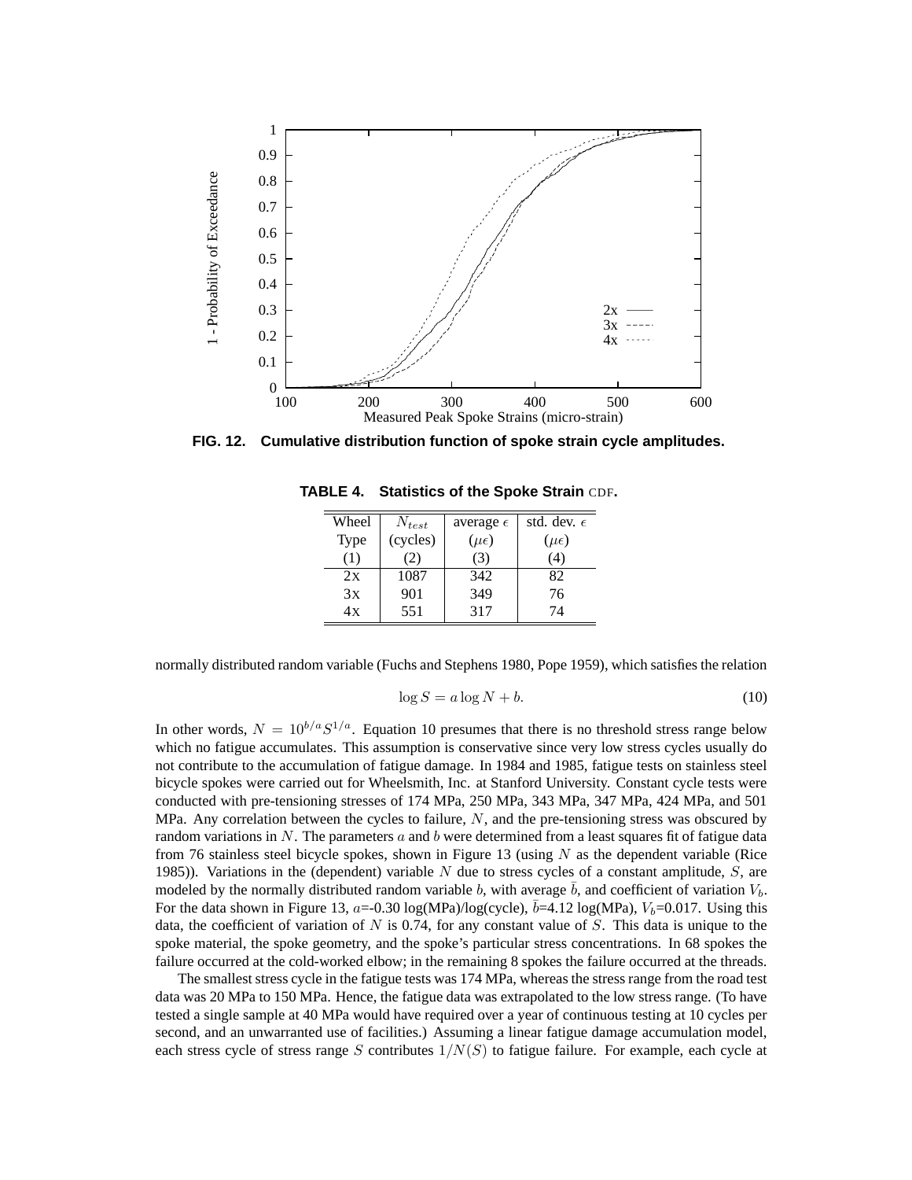**FIG. 12. Cumulative distribution function of spoke strain cycle amplitudes.**

**TABLE 4. Statistics of the Spoke Strain CDF.**

| Wheel Type (1) | $N_{test}$ (cycles) (2) | average $\epsilon$ ($\mu\epsilon$) (3) | std. dev. $\epsilon$ ($\mu\epsilon$) (4) |
|---|---|---|---|
| 2x | 1087 | 342 | 82 |
| 3x | 901 | 349 | 76 |
| 4x | 551 | 317 | 74 |

normally distributed random variable (Fuchs and Stephens 1980, Pope 1959), which satisfies the relation

$$\log S = a \log N + b. \tag{10}$$

In other words, $N = 10^{b/a} S^{1/a}$. Equation 10 presumes that there is no threshold stress range below which no fatigue accumulates. This assumption is conservative since very low stress cycles usually do not contribute to the accumulation of fatigue damage. In 1984 and 1985, fatigue tests on stainless steel bicycle spokes were carried out for Wheelsmith, Inc. at Stanford University. Constant cycle tests were conducted with pre-tensioning stresses of 174 MPa, 250 MPa, 343 MPa, 347 MPa, 424 MPa, and 501 MPa. Any correlation between the cycles to failure, $N$, and the pre-tensioning stress was obscured by random variations in $N$. The parameters $a$ and $b$ were determined from a least squares fit of fatigue data from 76 stainless steel bicycle spokes, shown in Figure 13 (using $N$ as the dependent variable (Rice 1985)). Variations in the (dependent) variable $N$ due to stress cycles of a constant amplitude, $S$, are modeled by the normally distributed random variable $b$, with average $\bar{b}$, and coefficient of variation $V_b$. For the data shown in Figure 13, $a$=-0.30 log(MPa)/log(cycle), $\bar{b}$=4.12 log(MPa), $V_b$=0.017. Using this data, the coefficient of variation of $N$ is 0.74, for any constant value of $S$. This data is unique to the spoke material, the spoke geometry, and the spoke's particular stress concentrations. In 68 spokes the failure occurred at the cold-worked elbow; in the remaining 8 spokes the failure occurred at the threads.

The smallest stress cycle in the fatigue tests was 174 MPa, whereas the stress range from the road test data was 20 MPa to 150 MPa. Hence, the fatigue data was extrapolated to the low stress range. (To have tested a single sample at 40 MPa would have required over a year of continuous testing at 10 cycles per second, and an unwarranted use of facilities.) Assuming a linear fatigue damage accumulation model, each stress cycle of stress range $S$ contributes $1/N(S)$ to fatigue failure. For example, each cycle at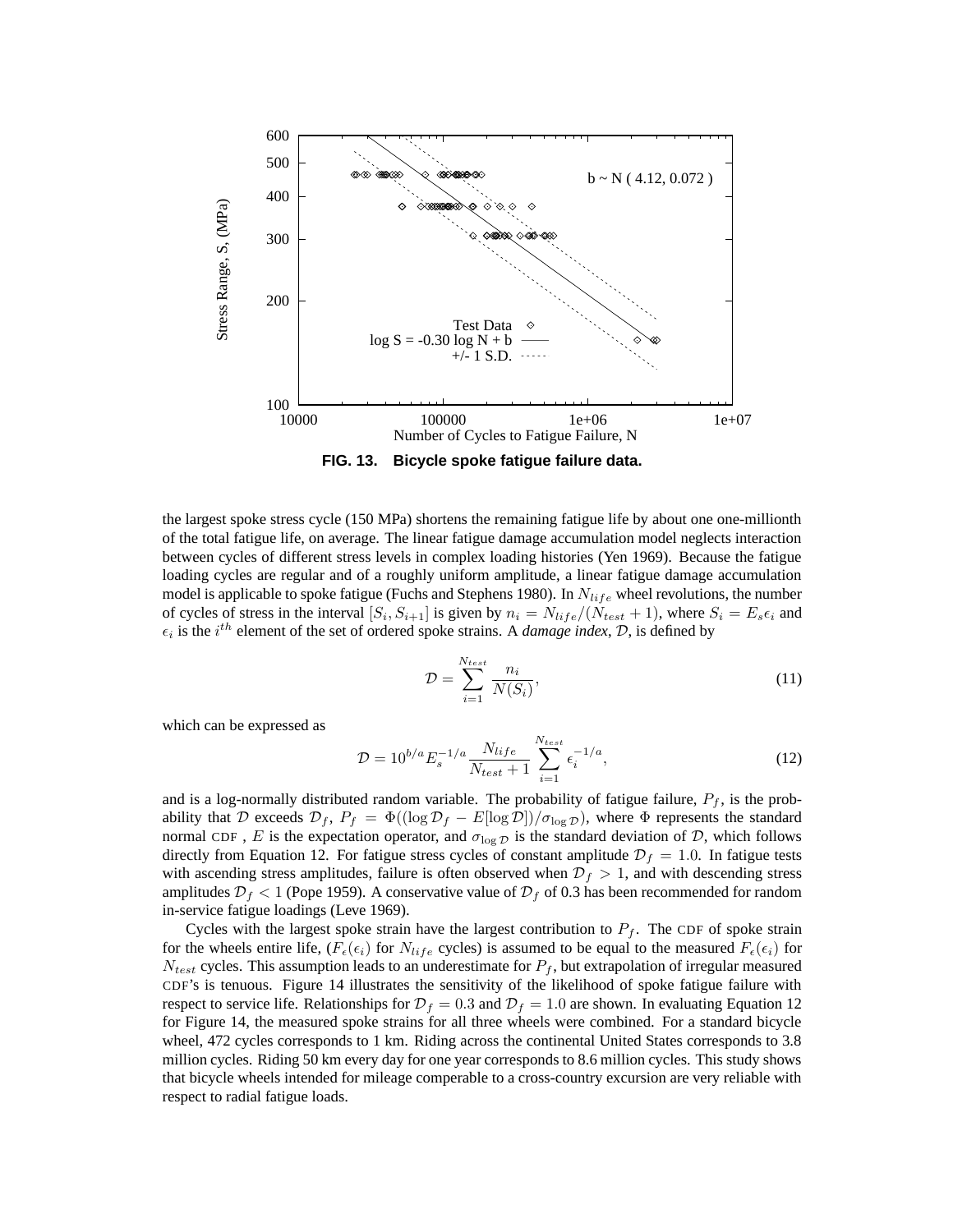FIG. 13. Bicycle spoke fatigue failure data.

the largest spoke stress cycle (150 MPa) shortens the remaining fatigue life by about one one-millionth of the total fatigue life, on average. The linear fatigue damage accumulation model neglects interaction between cycles of different stress levels in complex loading histories (Yen 1969). Because the fatigue loading cycles are regular and of a roughly uniform amplitude, a linear fatigue damage accumulation model is applicable to spoke fatigue (Fuchs and Stephens 1980). In $N_{life}$ wheel revolutions, the number of cycles of stress in the interval $[S_i, S_{i+1}]$ is given by $n_i = N_{life}/(N_{test}+1)$, where $S_i = E_s \epsilon_i$ and $\epsilon_i$ is the $i^{th}$ element of the set of ordered spoke strains. A *damage index*, $\mathcal{D}$, is defined by

$$\mathcal{D} = \sum_{i=1}^{N_{test}} \frac{n_i}{N(S_i)}, \tag{11}$$

which can be expressed as

$$\mathcal{D} = 10^{b/a} E_s^{-1/a} \frac{N_{life}}{N_{test}+1} \sum_{i=1}^{N_{test}} \epsilon_i^{-1/a}, \tag{12}$$

and is a log-normally distributed random variable. The probability of fatigue failure, $P_f$, is the probability that $\mathcal{D}$ exceeds $\mathcal{D}_f$, $P_f = \Phi((\log \mathcal{D}_f - E[\log \mathcal{D}])/\sigma_{\log \mathcal{D}})$, where $\Phi$ represents the standard normal CDF , $E$ is the expectation operator, and $\sigma_{\log \mathcal{D}}$ is the standard deviation of $\mathcal{D}$, which follows directly from Equation 12. For fatigue stress cycles of constant amplitude $\mathcal{D}_f = 1.0$. In fatigue tests with ascending stress amplitudes, failure is often observed when $\mathcal{D}_f > 1$, and with descending stress amplitudes $\mathcal{D}_f < 1$ (Pope 1959). A conservative value of $\mathcal{D}_f$ of 0.3 has been recommended for random in-service fatigue loadings (Leve 1969).

Cycles with the largest spoke strain have the largest contribution to $P_f$. The CDF of spoke strain for the wheels entire life, ($F_\epsilon(\epsilon_i)$ for $N_{life}$ cycles) is assumed to be equal to the measured $F_\epsilon(\epsilon_i)$ for $N_{test}$ cycles. This assumption leads to an underestimate for $P_f$, but extrapolation of irregular measured CDF's is tenuous. Figure 14 illustrates the sensitivity of the likelihood of spoke fatigue failure with respect to service life. Relationships for $\mathcal{D}_f = 0.3$ and $\mathcal{D}_f = 1.0$ are shown. In evaluating Equation 12 for Figure 14, the measured spoke strains for all three wheels were combined. For a standard bicycle wheel, 472 cycles corresponds to 1 km. Riding across the continental United States corresponds to 3.8 million cycles. Riding 50 km every day for one year corresponds to 8.6 million cycles. This study shows that bicycle wheels intended for mileage comperable to a cross-country excursion are very reliable with respect to radial fatigue loads.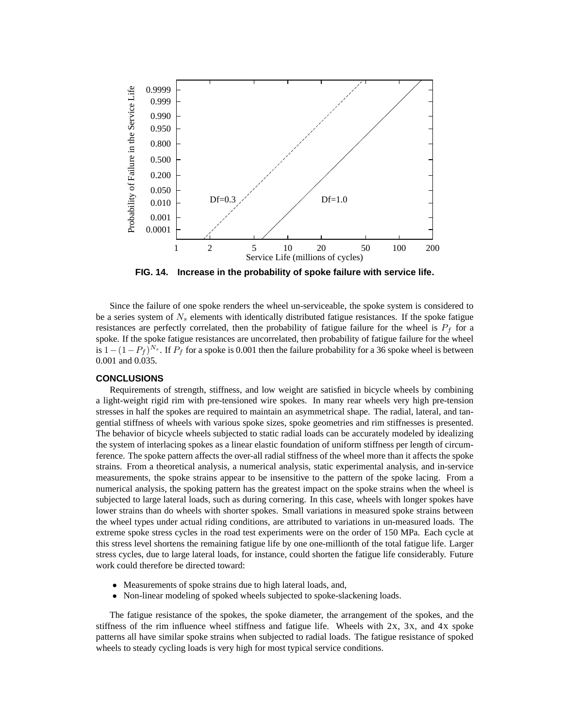FIG. 14. Increase in the probability of spoke failure with service life.

Since the failure of one spoke renders the wheel un-serviceable, the spoke system is considered to be a series system of $N_s$ elements with identically distributed fatigue resistances. If the spoke fatigue resistances are perfectly correlated, then the probability of fatigue failure for the wheel is $P_f$ for a spoke. If the spoke fatigue resistances are uncorrelated, then probability of fatigue failure for the wheel is $1-(1-P_f)^{N_s}$. If $P_f$ for a spoke is 0.001 then the failure probability for a 36 spoke wheel is between 0.001 and 0.035.

## CONCLUSIONS

Requirements of strength, stiffness, and low weight are satisfied in bicycle wheels by combining a light-weight rigid rim with pre-tensioned wire spokes. In many rear wheels very high pre-tension stresses in half the spokes are required to maintain an asymmetrical shape. The radial, lateral, and tangential stiffness of wheels with various spoke sizes, spoke geometries and rim stiffnesses is presented. The behavior of bicycle wheels subjected to static radial loads can be accurately modeled by idealizing the system of interlacing spokes as a linear elastic foundation of uniform stiffness per length of circumference. The spoke pattern affects the over-all radial stiffness of the wheel more than it affects the spoke strains. From a theoretical analysis, a numerical analysis, static experimental analysis, and in-service measurements, the spoke strains appear to be insensitive to the pattern of the spoke lacing. From a numerical analysis, the spoking pattern has the greatest impact on the spoke strains when the wheel is subjected to large lateral loads, such as during cornering. In this case, wheels with longer spokes have lower strains than do wheels with shorter spokes. Small variations in measured spoke strains between the wheel types under actual riding conditions, are attributed to variations in un-measured loads. The extreme spoke stress cycles in the road test experiments were on the order of 150 MPa. Each cycle at this stress level shortens the remaining fatigue life by one one-millionth of the total fatigue life. Larger stress cycles, due to large lateral loads, for instance, could shorten the fatigue life considerably. Future work could therefore be directed toward:

- Measurements of spoke strains due to high lateral loads, and,
- Non-linear modeling of spoked wheels subjected to spoke-slackening loads.

The fatigue resistance of the spokes, the spoke diameter, the arrangement of the spokes, and the stiffness of the rim influence wheel stiffness and fatigue life. Wheels with 2X, 3X, and 4X spoke patterns all have similar spoke strains when subjected to radial loads. The fatigue resistance of spoked wheels to steady cycling loads is very high for most typical service conditions.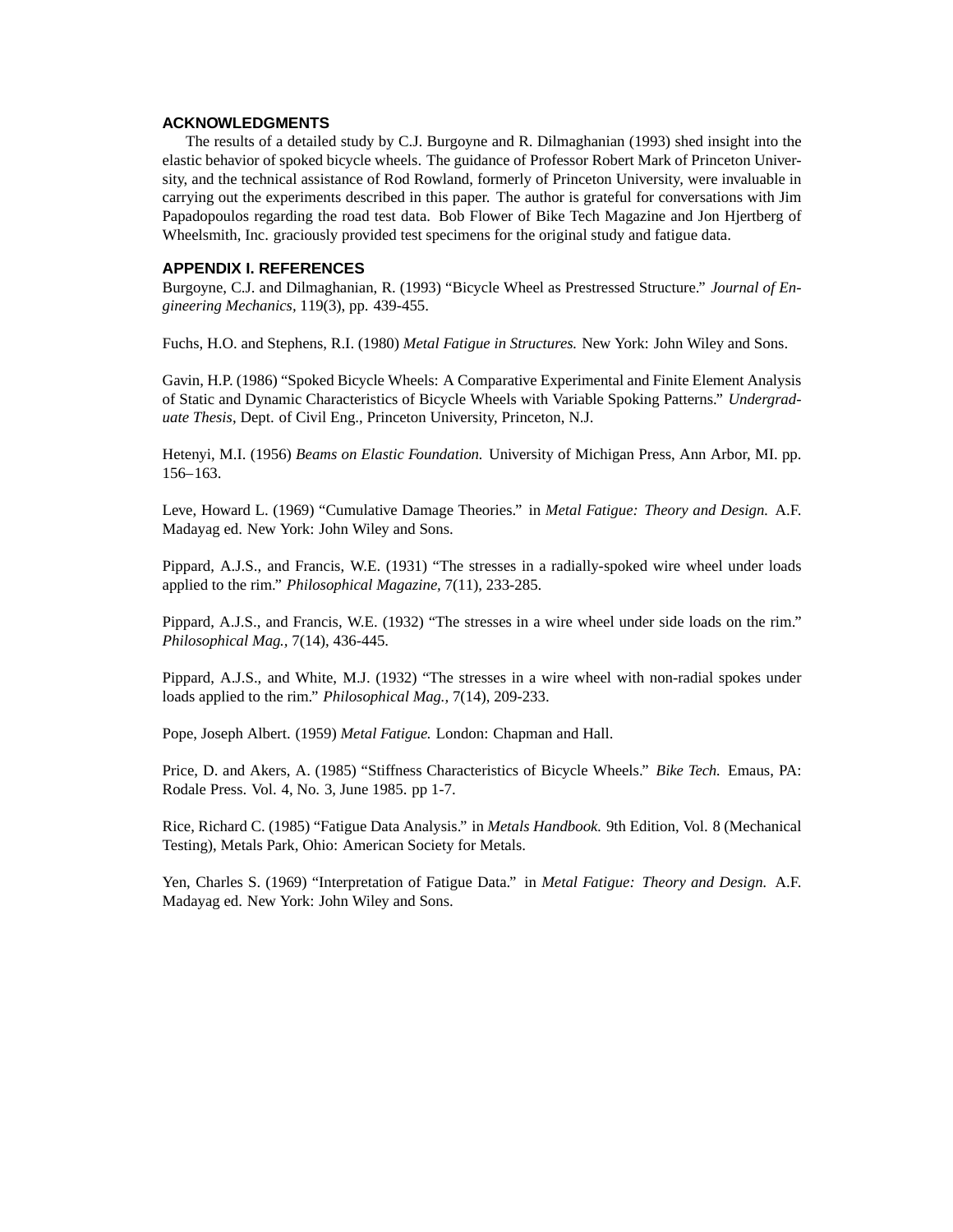## ACKNOWLEDGMENTS

The results of a detailed study by C.J. Burgoyne and R. Dilmaghanian (1993) shed insight into the elastic behavior of spoked bicycle wheels. The guidance of Professor Robert Mark of Princeton University, and the technical assistance of Rod Rowland, formerly of Princeton University, were invaluable in carrying out the experiments described in this paper. The author is grateful for conversations with Jim Papadopoulos regarding the road test data. Bob Flower of Bike Tech Magazine and Jon Hjertberg of Wheelsmith, Inc. graciously provided test specimens for the original study and fatigue data.

## APPENDIX I. REFERENCES

Burgoyne, C.J. and Dilmaghanian, R. (1993) "Bicycle Wheel as Prestressed Structure." *Journal of Engineering Mechanics,* 119(3), pp. 439-455.

Fuchs, H.O. and Stephens, R.I. (1980) *Metal Fatigue in Structures.* New York: John Wiley and Sons.

Gavin, H.P. (1986) "Spoked Bicycle Wheels: A Comparative Experimental and Finite Element Analysis of Static and Dynamic Characteristics of Bicycle Wheels with Variable Spoking Patterns." *Undergraduate Thesis*, Dept. of Civil Eng., Princeton University, Princeton, N.J.

Hetenyi, M.I. (1956) *Beams on Elastic Foundation.* University of Michigan Press, Ann Arbor, MI. pp. 156–163.

Leve, Howard L. (1969) "Cumulative Damage Theories." in *Metal Fatigue: Theory and Design.* A.F. Madayag ed. New York: John Wiley and Sons.

Pippard, A.J.S., and Francis, W.E. (1931) "The stresses in a radially-spoked wire wheel under loads applied to the rim." *Philosophical Magazine,* 7(11), 233-285.

Pippard, A.J.S., and Francis, W.E. (1932) "The stresses in a wire wheel under side loads on the rim." *Philosophical Mag.,* 7(14), 436-445.

Pippard, A.J.S., and White, M.J. (1932) "The stresses in a wire wheel with non-radial spokes under loads applied to the rim." *Philosophical Mag.,* 7(14), 209-233.

Pope, Joseph Albert. (1959) *Metal Fatigue.* London: Chapman and Hall.

Price, D. and Akers, A. (1985) "Stiffness Characteristics of Bicycle Wheels." *Bike Tech.* Emaus, PA: Rodale Press. Vol. 4, No. 3, June 1985. pp 1-7.

Rice, Richard C. (1985) "Fatigue Data Analysis." in *Metals Handbook.* 9th Edition, Vol. 8 (Mechanical Testing), Metals Park, Ohio: American Society for Metals.

Yen, Charles S. (1969) "Interpretation of Fatigue Data." in *Metal Fatigue: Theory and Design.* A.F. Madayag ed. New York: John Wiley and Sons.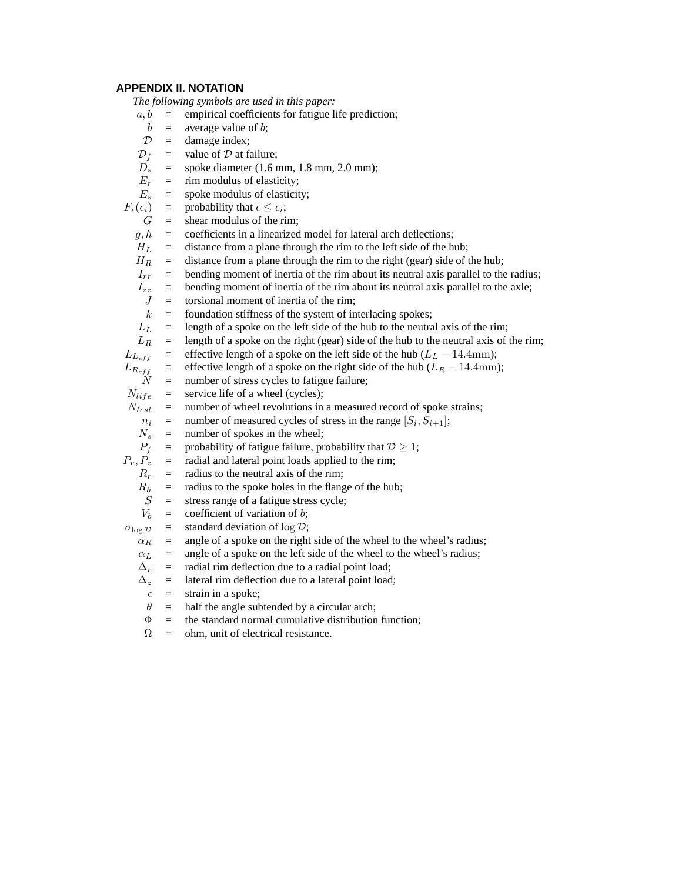## APPENDIX II. NOTATION

*The following symbols are used in this paper:*

| | | |
|---|---|---|
| $a, b$ | = | empirical coefficients for fatigue life prediction; |
| $\bar{b}$ | = | average value of $b$; |
| $\mathcal{D}$ | = | damage index; |
| $\mathcal{D}_f$ | = | value of $\mathcal{D}$ at failure; |
| $D_s$ | = | spoke diameter (1.6 mm, 1.8 mm, 2.0 mm); |
| $E_r$ | = | rim modulus of elasticity; |
| $E_s$ | = | spoke modulus of elasticity; |
| $F_\epsilon(\epsilon_i)$ | = | probability that $\epsilon \leq \epsilon_i$; |
| $G$ | = | shear modulus of the rim; |
| $g, h$ | = | coefficients in a linearized model for lateral arch deflections; |
| $H_L$ | = | distance from a plane through the rim to the left side of the hub; |
| $H_R$ | = | distance from a plane through the rim to the right (gear) side of the hub; |
| $I_{rr}$ | = | bending moment of inertia of the rim about its neutral axis parallel to the radius; |
| $I_{zz}$ | = | bending moment of inertia of the rim about its neutral axis parallel to the axle; |
| $J$ | = | torsional moment of inertia of the rim; |
| $k$ | = | foundation stiffness of the system of interlacing spokes; |
| $L_L$ | = | length of a spoke on the left side of the hub to the neutral axis of the rim; |
| $L_R$ | = | length of a spoke on the right (gear) side of the hub to the neutral axis of the rim; |
| $L_{L_{eff}}$ | = | effective length of a spoke on the left side of the hub ($L_L - 14.4\text{mm}$); |
| $L_{R_{eff}}$ | = | effective length of a spoke on the right side of the hub ($L_R - 14.4\text{mm}$); |
| $N$ | = | number of stress cycles to fatigue failure; |
| $N_{life}$ | = | service life of a wheel (cycles); |
| $N_{test}$ | = | number of wheel revolutions in a measured record of spoke strains; |
| $n_i$ | = | number of measured cycles of stress in the range $[S_i, S_{i+1}]$; |
| $N_s$ | = | number of spokes in the wheel; |
| $P_f$ | = | probability of fatigue failure, probability that $\mathcal{D} \geq 1$; |
| $P_r, P_z$ | = | radial and lateral point loads applied to the rim; |
| $R_r$ | = | radius to the neutral axis of the rim; |
| $R_h$ | = | radius to the spoke holes in the flange of the hub; |
| $S$ | = | stress range of a fatigue stress cycle; |
| $V_b$ | = | coefficient of variation of $b$; |
| $\sigma_{\log \mathcal{D}}$ | = | standard deviation of $\log \mathcal{D}$; |
| $\alpha_R$ | = | angle of a spoke on the right side of the wheel to the wheel's radius; |
| $\alpha_L$ | = | angle of a spoke on the left side of the wheel to the wheel's radius; |
| $\Delta_r$ | = | radial rim deflection due to a radial point load; |
| $\Delta_z$ | = | lateral rim deflection due to a lateral point load; |
| $\epsilon$ | = | strain in a spoke; |
| $\theta$ | = | half the angle subtended by a circular arch; |
| $\Phi$ | = | the standard normal cumulative distribution function; |
| $\Omega$ | = | ohm, unit of electrical resistance. |